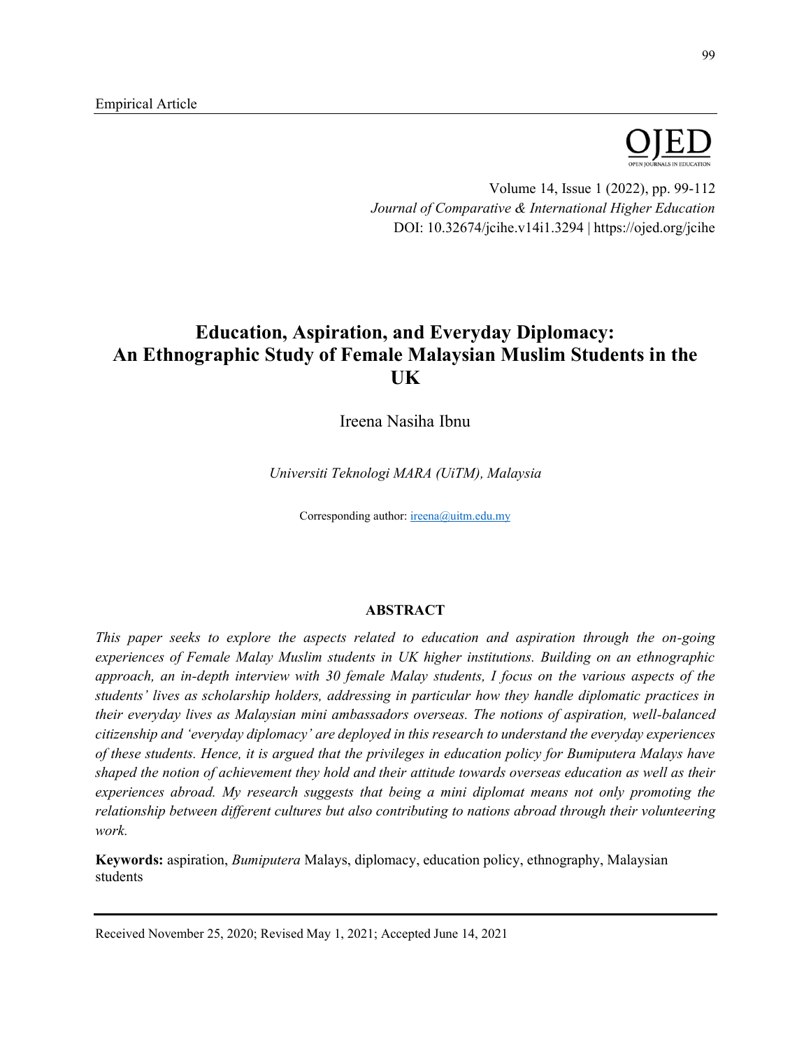Empirical Article

# Education, Aspiration, and Everyday Diplomacy: An Ethnographic Study of Female Malaysian Muslim Students in the UK

Ireena Nasiha Ibnu

*Universiti Teknologi MARA (UiTM), Malaysia*

Corresponding author: ireena@uitm.edu.my

## ABSTRACT

*This paper seeks to explore the aspects related to education and aspiration through the on-going experiences of Female Malay Muslim students in UK higher institutions. Building on an ethnographic approach, an in-depth interview with 30 female Malay students, I focus on the various aspects of the students' lives as scholarship holders, addressing in particular how they handle diplomatic practices in their everyday lives as Malaysian mini ambassadors overseas. The notions of aspiration, well-balanced citizenship and 'everyday diplomacy' are deployed in this research to understand the everyday experiences of these students. Hence, it is argued that the privileges in education policy for Bumiputera Malays have shaped the notion of achievement they hold and their attitude towards overseas education as well as their experiences abroad. My research suggests that being a mini diplomat means not only promoting the relationship between different cultures but also contributing to nations abroad through their volunteering work.*

**Keywords:** aspiration, *Bumiputera* Malays, diplomacy, education policy, ethnography, Malaysian students

Received November 25, 2020; Revised May 1, 2021; Accepted June 14, 2021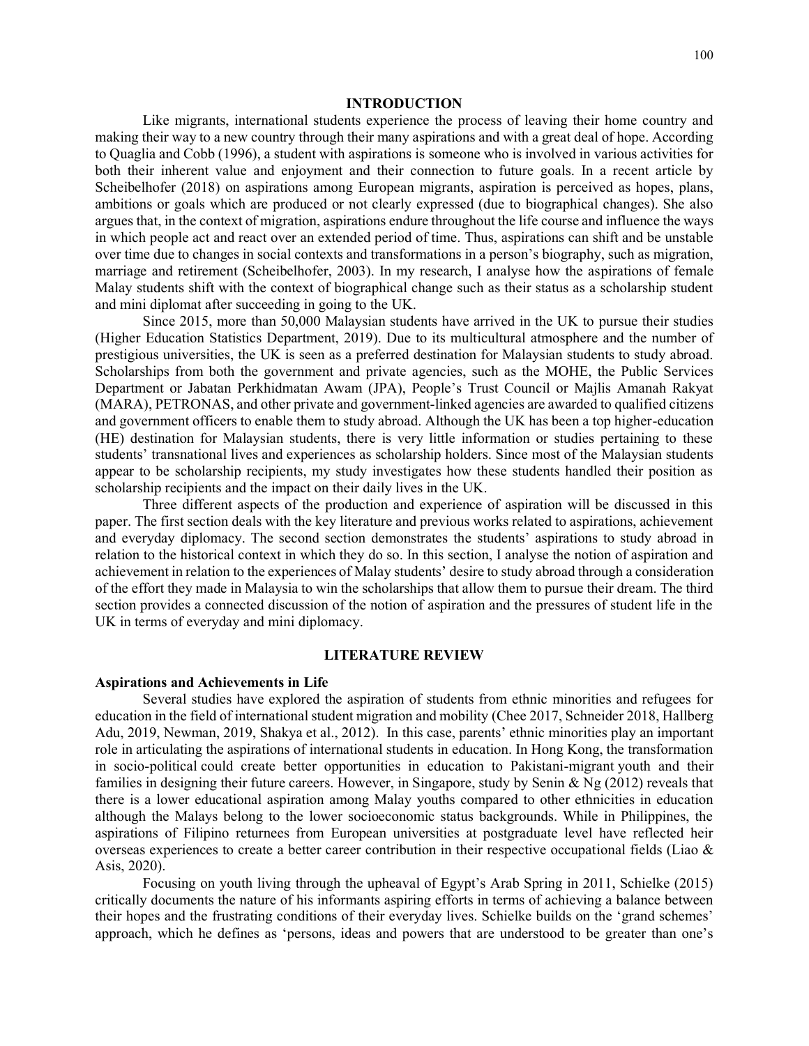## INTRODUCTION

Like migrants, international students experience the process of leaving their home country and making their way to a new country through their many aspirations and with a great deal of hope. According to Quaglia and Cobb (1996), a student with aspirations is someone who is involved in various activities for both their inherent value and enjoyment and their connection to future goals. In a recent article by Scheibelhofer (2018) on aspirations among European migrants, aspiration is perceived as hopes, plans, ambitions or goals which are produced or not clearly expressed (due to biographical changes). She also argues that, in the context of migration, aspirations endure throughout the life course and influence the ways in which people act and react over an extended period of time. Thus, aspirations can shift and be unstable over time due to changes in social contexts and transformations in a person's biography, such as migration, marriage and retirement (Scheibelhofer, 2003). In my research, I analyse how the aspirations of female Malay students shift with the context of biographical change such as their status as a scholarship student and mini diplomat after succeeding in going to the UK.

Since 2015, more than 50,000 Malaysian students have arrived in the UK to pursue their studies (Higher Education Statistics Department, 2019). Due to its multicultural atmosphere and the number of prestigious universities, the UK is seen as a preferred destination for Malaysian students to study abroad. Scholarships from both the government and private agencies, such as the MOHE, the Public Services Department or Jabatan Perkhidmatan Awam (JPA), People's Trust Council or Majlis Amanah Rakyat (MARA), PETRONAS, and other private and government-linked agencies are awarded to qualified citizens and government officers to enable them to study abroad. Although the UK has been a top higher-education (HE) destination for Malaysian students, there is very little information or studies pertaining to these students' transnational lives and experiences as scholarship holders. Since most of the Malaysian students appear to be scholarship recipients, my study investigates how these students handled their position as scholarship recipients and the impact on their daily lives in the UK.

Three different aspects of the production and experience of aspiration will be discussed in this paper. The first section deals with the key literature and previous works related to aspirations, achievement and everyday diplomacy. The second section demonstrates the students' aspirations to study abroad in relation to the historical context in which they do so. In this section, I analyse the notion of aspiration and achievement in relation to the experiences of Malay students' desire to study abroad through a consideration of the effort they made in Malaysia to win the scholarships that allow them to pursue their dream. The third section provides a connected discussion of the notion of aspiration and the pressures of student life in the UK in terms of everyday and mini diplomacy.

## LITERATURE REVIEW

### Aspirations and Achievements in Life

Several studies have explored the aspiration of students from ethnic minorities and refugees for education in the field of international student migration and mobility (Chee 2017, Schneider 2018, Hallberg Adu, 2019, Newman, 2019, Shakya et al., 2012). In this case, parents' ethnic minorities play an important role in articulating the aspirations of international students in education. In Hong Kong, the transformation in socio-political could create better opportunities in education to Pakistani-migrant youth and their families in designing their future careers. However, in Singapore, study by Senin & Ng (2012) reveals that there is a lower educational aspiration among Malay youths compared to other ethnicities in education although the Malays belong to the lower socioeconomic status backgrounds. While in Philippines, the aspirations of Filipino returnees from European universities at postgraduate level have reflected heir overseas experiences to create a better career contribution in their respective occupational fields (Liao & Asis, 2020).

Focusing on youth living through the upheaval of Egypt's Arab Spring in 2011, Schielke (2015) critically documents the nature of his informants aspiring efforts in terms of achieving a balance between their hopes and the frustrating conditions of their everyday lives. Schielke builds on the 'grand schemes' approach, which he defines as 'persons, ideas and powers that are understood to be greater than one's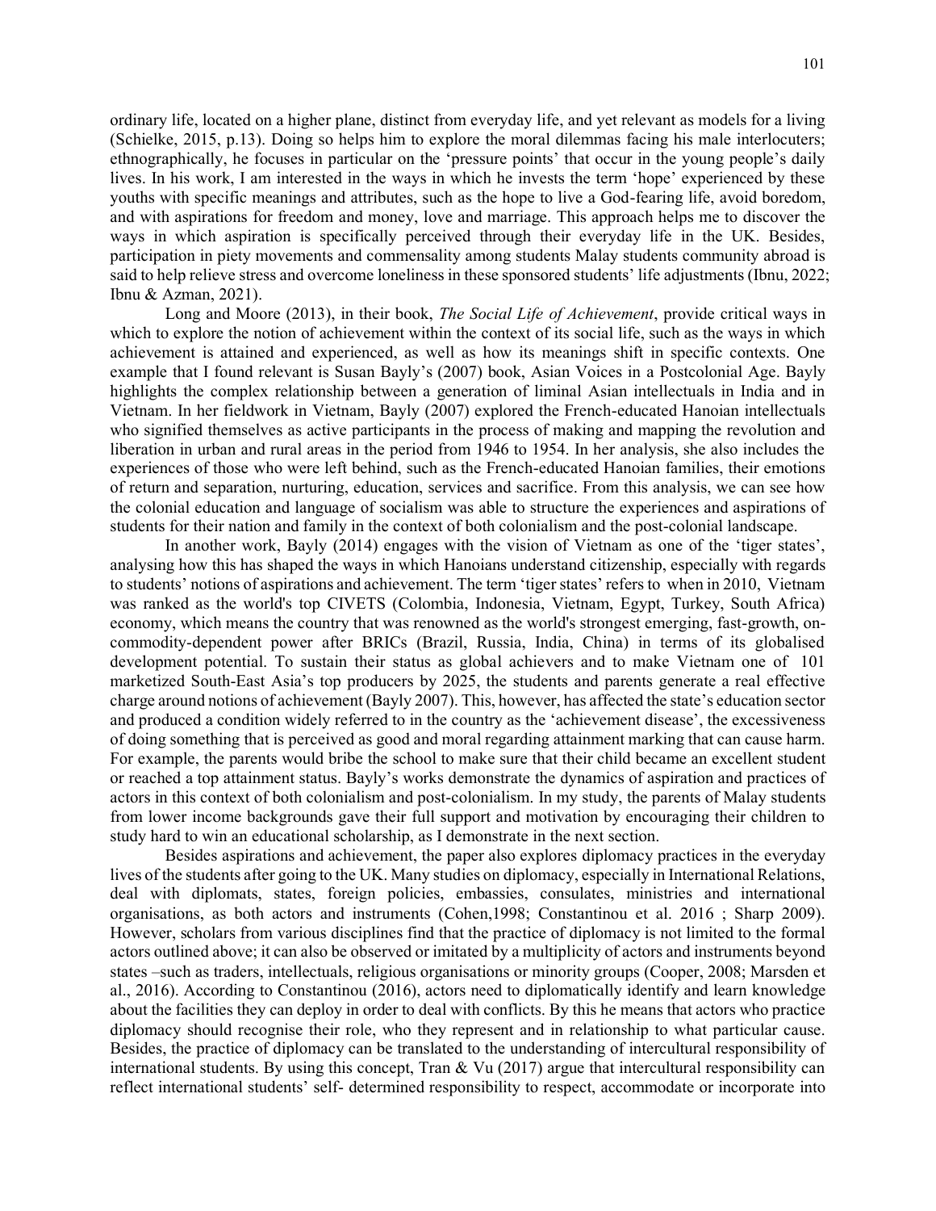ordinary life, located on a higher plane, distinct from everyday life, and yet relevant as models for a living (Schielke, 2015, p.13). Doing so helps him to explore the moral dilemmas facing his male interlocuters; ethnographically, he focuses in particular on the 'pressure points' that occur in the young people's daily lives. In his work, I am interested in the ways in which he invests the term 'hope' experienced by these youths with specific meanings and attributes, such as the hope to live a God-fearing life, avoid boredom, and with aspirations for freedom and money, love and marriage. This approach helps me to discover the ways in which aspiration is specifically perceived through their everyday life in the UK. Besides, participation in piety movements and commensality among students Malay students community abroad is said to help relieve stress and overcome loneliness in these sponsored students' life adjustments (Ibnu, 2022; Ibnu & Azman, 2021).

Long and Moore (2013), in their book, *The Social Life of Achievement*, provide critical ways in which to explore the notion of achievement within the context of its social life, such as the ways in which achievement is attained and experienced, as well as how its meanings shift in specific contexts. One example that I found relevant is Susan Bayly's (2007) book, Asian Voices in a Postcolonial Age. Bayly highlights the complex relationship between a generation of liminal Asian intellectuals in India and in Vietnam. In her fieldwork in Vietnam, Bayly (2007) explored the French-educated Hanoian intellectuals who signified themselves as active participants in the process of making and mapping the revolution and liberation in urban and rural areas in the period from 1946 to 1954. In her analysis, she also includes the experiences of those who were left behind, such as the French-educated Hanoian families, their emotions of return and separation, nurturing, education, services and sacrifice. From this analysis, we can see how the colonial education and language of socialism was able to structure the experiences and aspirations of students for their nation and family in the context of both colonialism and the post-colonial landscape.

In another work, Bayly (2014) engages with the vision of Vietnam as one of the 'tiger states', analysing how this has shaped the ways in which Hanoians understand citizenship, especially with regards to students' notions of aspirations and achievement. The term 'tiger states' refers to when in 2010, Vietnam was ranked as the world's top CIVETS (Colombia, Indonesia, Vietnam, Egypt, Turkey, South Africa) economy, which means the country that was renowned as the world's strongest emerging, fast-growth, on-commodity-dependent power after BRICs (Brazil, Russia, India, China) in terms of its globalised development potential. To sustain their status as global achievers and to make Vietnam one of 101 marketized South-East Asia's top producers by 2025, the students and parents generate a real effective charge around notions of achievement (Bayly 2007). This, however, has affected the state's education sector and produced a condition widely referred to in the country as the 'achievement disease', the excessiveness of doing something that is perceived as good and moral regarding attainment marking that can cause harm. For example, the parents would bribe the school to make sure that their child became an excellent student or reached a top attainment status. Bayly's works demonstrate the dynamics of aspiration and practices of actors in this context of both colonialism and post-colonialism. In my study, the parents of Malay students from lower income backgrounds gave their full support and motivation by encouraging their children to study hard to win an educational scholarship, as I demonstrate in the next section.

Besides aspirations and achievement, the paper also explores diplomacy practices in the everyday lives of the students after going to the UK. Many studies on diplomacy, especially in International Relations, deal with diplomats, states, foreign policies, embassies, consulates, ministries and international organisations, as both actors and instruments (Cohen,1998; Constantinou et al. 2016 ; Sharp 2009). However, scholars from various disciplines find that the practice of diplomacy is not limited to the formal actors outlined above; it can also be observed or imitated by a multiplicity of actors and instruments beyond states –such as traders, intellectuals, religious organisations or minority groups (Cooper, 2008; Marsden et al., 2016). According to Constantinou (2016), actors need to diplomatically identify and learn knowledge about the facilities they can deploy in order to deal with conflicts. By this he means that actors who practice diplomacy should recognise their role, who they represent and in relationship to what particular cause. Besides, the practice of diplomacy can be translated to the understanding of intercultural responsibility of international students. By using this concept, Tran & Vu (2017) argue that intercultural responsibility can reflect international students' self- determined responsibility to respect, accommodate or incorporate into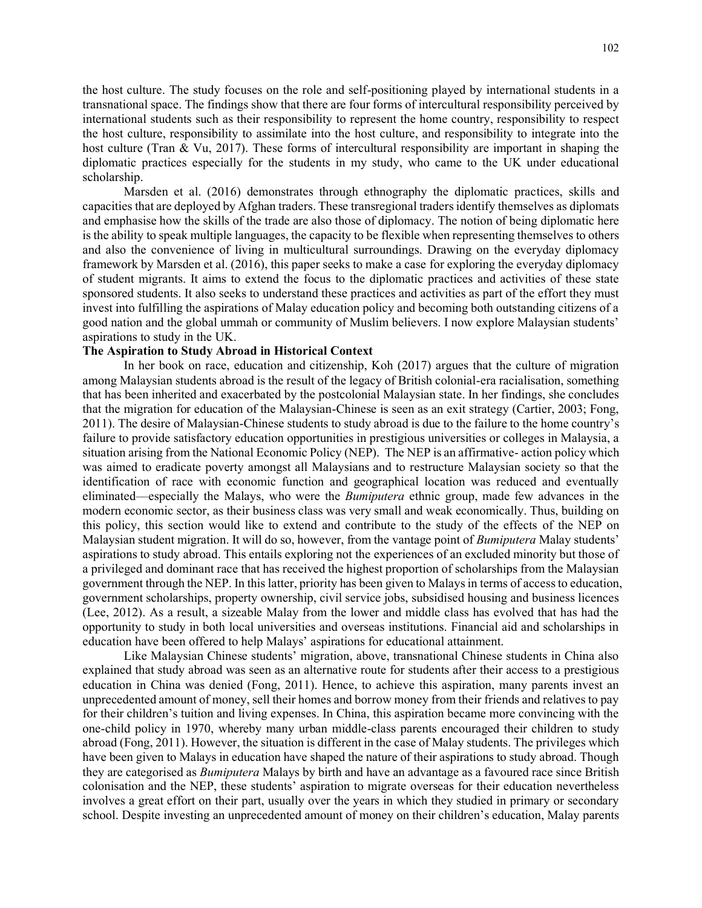the host culture. The study focuses on the role and self-positioning played by international students in a transnational space. The findings show that there are four forms of intercultural responsibility perceived by international students such as their responsibility to represent the home country, responsibility to respect the host culture, responsibility to assimilate into the host culture, and responsibility to integrate into the host culture (Tran & Vu, 2017). These forms of intercultural responsibility are important in shaping the diplomatic practices especially for the students in my study, who came to the UK under educational scholarship.

Marsden et al. (2016) demonstrates through ethnography the diplomatic practices, skills and capacities that are deployed by Afghan traders. These transregional traders identify themselves as diplomats and emphasise how the skills of the trade are also those of diplomacy. The notion of being diplomatic here is the ability to speak multiple languages, the capacity to be flexible when representing themselves to others and also the convenience of living in multicultural surroundings. Drawing on the everyday diplomacy framework by Marsden et al. (2016), this paper seeks to make a case for exploring the everyday diplomacy of student migrants. It aims to extend the focus to the diplomatic practices and activities of these state sponsored students. It also seeks to understand these practices and activities as part of the effort they must invest into fulfilling the aspirations of Malay education policy and becoming both outstanding citizens of a good nation and the global ummah or community of Muslim believers. I now explore Malaysian students' aspirations to study in the UK.

**The Aspiration to Study Abroad in Historical Context**

In her book on race, education and citizenship, Koh (2017) argues that the culture of migration among Malaysian students abroad is the result of the legacy of British colonial-era racialisation, something that has been inherited and exacerbated by the postcolonial Malaysian state. In her findings, she concludes that the migration for education of the Malaysian-Chinese is seen as an exit strategy (Cartier, 2003; Fong, 2011). The desire of Malaysian-Chinese students to study abroad is due to the failure to the home country's failure to provide satisfactory education opportunities in prestigious universities or colleges in Malaysia, a situation arising from the National Economic Policy (NEP). The NEP is an affirmative- action policy which was aimed to eradicate poverty amongst all Malaysians and to restructure Malaysian society so that the identification of race with economic function and geographical location was reduced and eventually eliminated—especially the Malays, who were the *Bumiputera* ethnic group, made few advances in the modern economic sector, as their business class was very small and weak economically. Thus, building on this policy, this section would like to extend and contribute to the study of the effects of the NEP on Malaysian student migration. It will do so, however, from the vantage point of *Bumiputera* Malay students' aspirations to study abroad. This entails exploring not the experiences of an excluded minority but those of a privileged and dominant race that has received the highest proportion of scholarships from the Malaysian government through the NEP. In this latter, priority has been given to Malays in terms of access to education, government scholarships, property ownership, civil service jobs, subsidised housing and business licences (Lee, 2012). As a result, a sizeable Malay from the lower and middle class has evolved that has had the opportunity to study in both local universities and overseas institutions. Financial aid and scholarships in education have been offered to help Malays' aspirations for educational attainment.

Like Malaysian Chinese students' migration, above, transnational Chinese students in China also explained that study abroad was seen as an alternative route for students after their access to a prestigious education in China was denied (Fong, 2011). Hence, to achieve this aspiration, many parents invest an unprecedented amount of money, sell their homes and borrow money from their friends and relatives to pay for their children's tuition and living expenses. In China, this aspiration became more convincing with the one-child policy in 1970, whereby many urban middle-class parents encouraged their children to study abroad (Fong, 2011). However, the situation is different in the case of Malay students. The privileges which have been given to Malays in education have shaped the nature of their aspirations to study abroad. Though they are categorised as *Bumiputera* Malays by birth and have an advantage as a favoured race since British colonisation and the NEP, these students' aspiration to migrate overseas for their education nevertheless involves a great effort on their part, usually over the years in which they studied in primary or secondary school. Despite investing an unprecedented amount of money on their children's education, Malay parents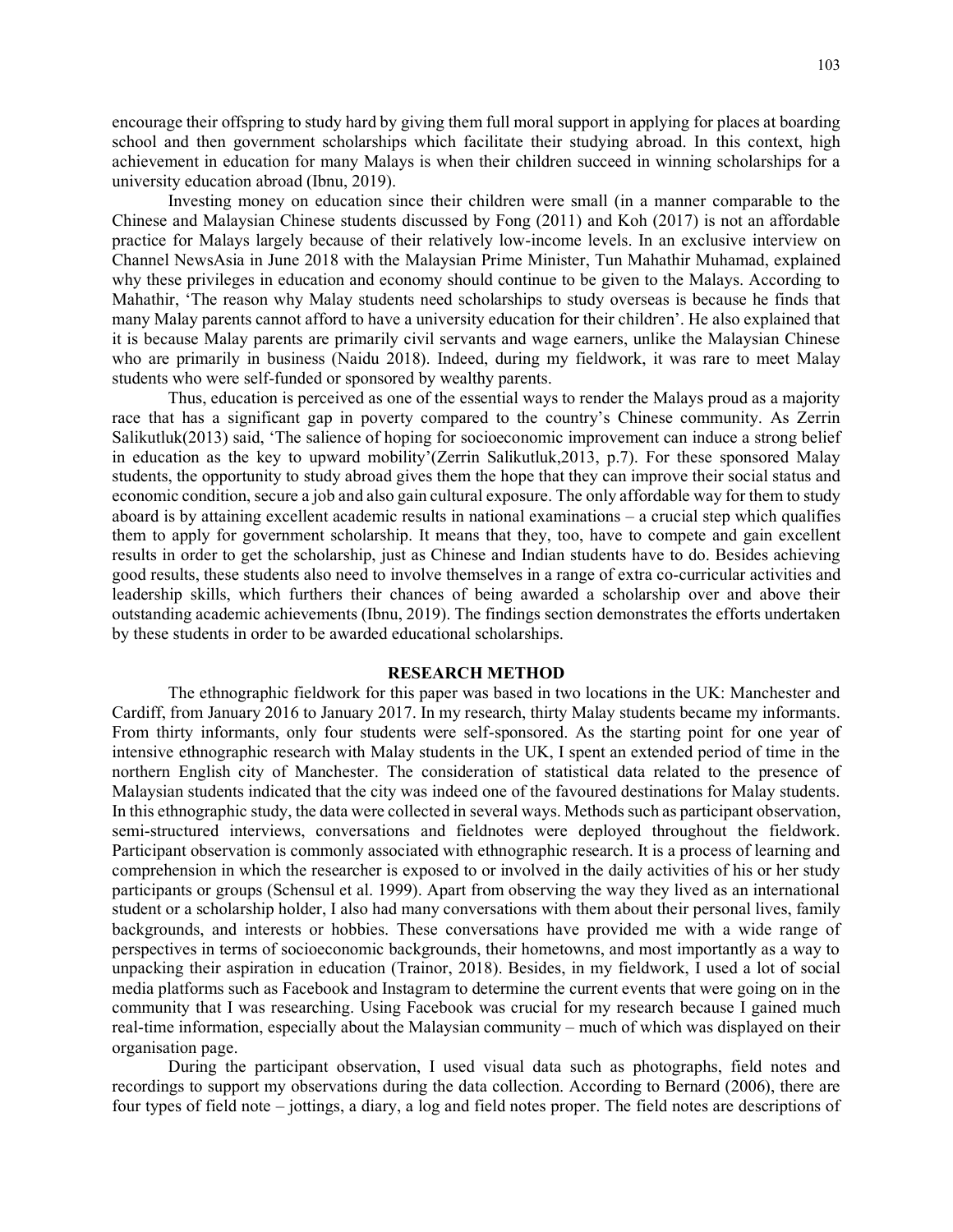encourage their offspring to study hard by giving them full moral support in applying for places at boarding school and then government scholarships which facilitate their studying abroad. In this context, high achievement in education for many Malays is when their children succeed in winning scholarships for a university education abroad (Ibnu, 2019).

Investing money on education since their children were small (in a manner comparable to the Chinese and Malaysian Chinese students discussed by Fong (2011) and Koh (2017) is not an affordable practice for Malays largely because of their relatively low-income levels. In an exclusive interview on Channel NewsAsia in June 2018 with the Malaysian Prime Minister, Tun Mahathir Muhamad, explained why these privileges in education and economy should continue to be given to the Malays. According to Mahathir, 'The reason why Malay students need scholarships to study overseas is because he finds that many Malay parents cannot afford to have a university education for their children'. He also explained that it is because Malay parents are primarily civil servants and wage earners, unlike the Malaysian Chinese who are primarily in business (Naidu 2018). Indeed, during my fieldwork, it was rare to meet Malay students who were self-funded or sponsored by wealthy parents.

Thus, education is perceived as one of the essential ways to render the Malays proud as a majority race that has a significant gap in poverty compared to the country's Chinese community. As Zerrin Salikutluk(2013) said, 'The salience of hoping for socioeconomic improvement can induce a strong belief in education as the key to upward mobility'(Zerrin Salikutluk,2013, p.7). For these sponsored Malay students, the opportunity to study abroad gives them the hope that they can improve their social status and economic condition, secure a job and also gain cultural exposure. The only affordable way for them to study aboard is by attaining excellent academic results in national examinations – a crucial step which qualifies them to apply for government scholarship. It means that they, too, have to compete and gain excellent results in order to get the scholarship, just as Chinese and Indian students have to do. Besides achieving good results, these students also need to involve themselves in a range of extra co-curricular activities and leadership skills, which furthers their chances of being awarded a scholarship over and above their outstanding academic achievements (Ibnu, 2019). The findings section demonstrates the efforts undertaken by these students in order to be awarded educational scholarships.

## RESEARCH METHOD

The ethnographic fieldwork for this paper was based in two locations in the UK: Manchester and Cardiff, from January 2016 to January 2017. In my research, thirty Malay students became my informants. From thirty informants, only four students were self-sponsored. As the starting point for one year of intensive ethnographic research with Malay students in the UK, I spent an extended period of time in the northern English city of Manchester. The consideration of statistical data related to the presence of Malaysian students indicated that the city was indeed one of the favoured destinations for Malay students. In this ethnographic study, the data were collected in several ways. Methods such as participant observation, semi-structured interviews, conversations and fieldnotes were deployed throughout the fieldwork. Participant observation is commonly associated with ethnographic research. It is a process of learning and comprehension in which the researcher is exposed to or involved in the daily activities of his or her study participants or groups (Schensul et al. 1999). Apart from observing the way they lived as an international student or a scholarship holder, I also had many conversations with them about their personal lives, family backgrounds, and interests or hobbies. These conversations have provided me with a wide range of perspectives in terms of socioeconomic backgrounds, their hometowns, and most importantly as a way to unpacking their aspiration in education (Trainor, 2018). Besides, in my fieldwork, I used a lot of social media platforms such as Facebook and Instagram to determine the current events that were going on in the community that I was researching. Using Facebook was crucial for my research because I gained much real-time information, especially about the Malaysian community – much of which was displayed on their organisation page.

During the participant observation, I used visual data such as photographs, field notes and recordings to support my observations during the data collection. According to Bernard (2006), there are four types of field note – jottings, a diary, a log and field notes proper. The field notes are descriptions of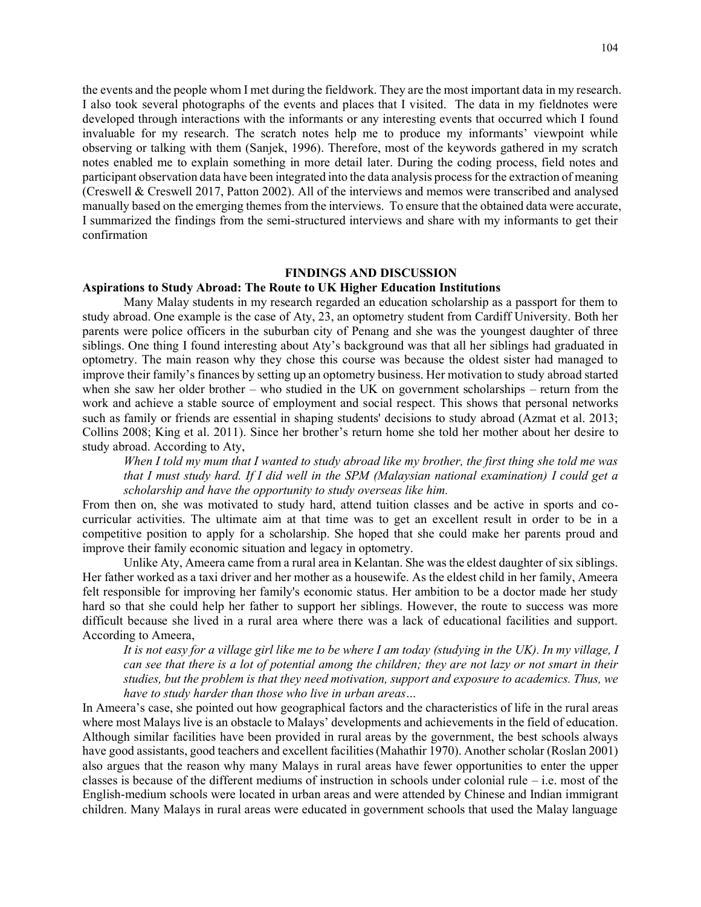the events and the people whom I met during the fieldwork. They are the most important data in my research. I also took several photographs of the events and places that I visited. The data in my fieldnotes were developed through interactions with the informants or any interesting events that occurred which I found invaluable for my research. The scratch notes help me to produce my informants' viewpoint while observing or talking with them (Sanjek, 1996). Therefore, most of the keywords gathered in my scratch notes enabled me to explain something in more detail later. During the coding process, field notes and participant observation data have been integrated into the data analysis process for the extraction of meaning (Creswell & Creswell 2017, Patton 2002). All of the interviews and memos were transcribed and analysed manually based on the emerging themes from the interviews. To ensure that the obtained data were accurate, I summarized the findings from the semi-structured interviews and share with my informants to get their confirmation

## FINDINGS AND DISCUSSION

### Aspirations to Study Abroad: The Route to UK Higher Education Institutions

Many Malay students in my research regarded an education scholarship as a passport for them to study abroad. One example is the case of Aty, 23, an optometry student from Cardiff University. Both her parents were police officers in the suburban city of Penang and she was the youngest daughter of three siblings. One thing I found interesting about Aty's background was that all her siblings had graduated in optometry. The main reason why they chose this course was because the oldest sister had managed to improve their family's finances by setting up an optometry business. Her motivation to study abroad started when she saw her older brother – who studied in the UK on government scholarships – return from the work and achieve a stable source of employment and social respect. This shows that personal networks such as family or friends are essential in shaping students' decisions to study abroad (Azmat et al. 2013; Collins 2008; King et al. 2011). Since her brother's return home she told her mother about her desire to study abroad. According to Aty,

> *When I told my mum that I wanted to study abroad like my brother, the first thing she told me was that I must study hard. If I did well in the SPM (Malaysian national examination) I could get a scholarship and have the opportunity to study overseas like him.*

From then on, she was motivated to study hard, attend tuition classes and be active in sports and co-curricular activities. The ultimate aim at that time was to get an excellent result in order to be in a competitive position to apply for a scholarship. She hoped that she could make her parents proud and improve their family economic situation and legacy in optometry.

Unlike Aty, Ameera came from a rural area in Kelantan. She was the eldest daughter of six siblings. Her father worked as a taxi driver and her mother as a housewife. As the eldest child in her family, Ameera felt responsible for improving her family's economic status. Her ambition to be a doctor made her study hard so that she could help her father to support her siblings. However, the route to success was more difficult because she lived in a rural area where there was a lack of educational facilities and support. According to Ameera,

> *It is not easy for a village girl like me to be where I am today (studying in the UK). In my village, I can see that there is a lot of potential among the children; they are not lazy or not smart in their studies, but the problem is that they need motivation, support and exposure to academics. Thus, we have to study harder than those who live in urban areas…*

In Ameera's case, she pointed out how geographical factors and the characteristics of life in the rural areas where most Malays live is an obstacle to Malays' developments and achievements in the field of education. Although similar facilities have been provided in rural areas by the government, the best schools always have good assistants, good teachers and excellent facilities (Mahathir 1970). Another scholar (Roslan 2001) also argues that the reason why many Malays in rural areas have fewer opportunities to enter the upper classes is because of the different mediums of instruction in schools under colonial rule – i.e. most of the English-medium schools were located in urban areas and were attended by Chinese and Indian immigrant children. Many Malays in rural areas were educated in government schools that used the Malay language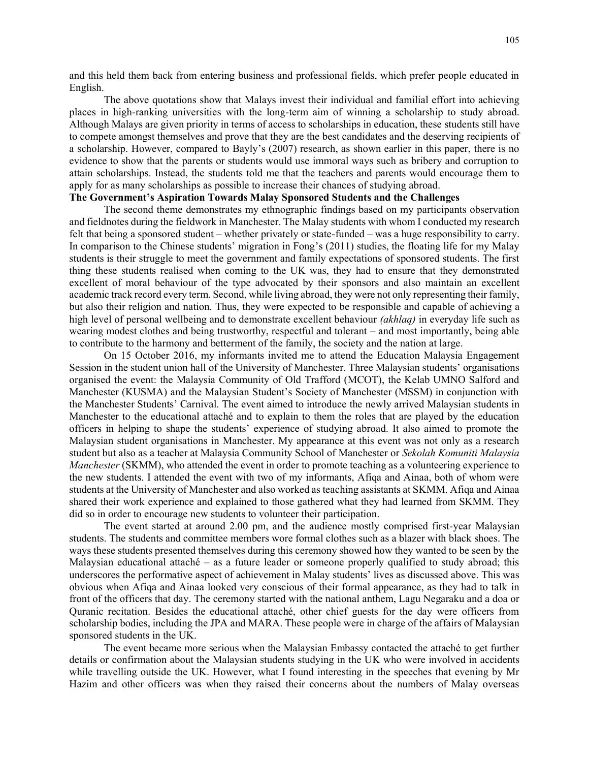and this held them back from entering business and professional fields, which prefer people educated in English.

The above quotations show that Malays invest their individual and familial effort into achieving places in high-ranking universities with the long-term aim of winning a scholarship to study abroad. Although Malays are given priority in terms of access to scholarships in education, these students still have to compete amongst themselves and prove that they are the best candidates and the deserving recipients of a scholarship. However, compared to Bayly's (2007) research, as shown earlier in this paper, there is no evidence to show that the parents or students would use immoral ways such as bribery and corruption to attain scholarships. Instead, the students told me that the teachers and parents would encourage them to apply for as many scholarships as possible to increase their chances of studying abroad.

**The Government's Aspiration Towards Malay Sponsored Students and the Challenges**

The second theme demonstrates my ethnographic findings based on my participants observation and fieldnotes during the fieldwork in Manchester. The Malay students with whom I conducted my research felt that being a sponsored student – whether privately or state-funded – was a huge responsibility to carry. In comparison to the Chinese students' migration in Fong's (2011) studies, the floating life for my Malay students is their struggle to meet the government and family expectations of sponsored students. The first thing these students realised when coming to the UK was, they had to ensure that they demonstrated excellent of moral behaviour of the type advocated by their sponsors and also maintain an excellent academic track record every term. Second, while living abroad, they were not only representing their family, but also their religion and nation. Thus, they were expected to be responsible and capable of achieving a high level of personal wellbeing and to demonstrate excellent behaviour *(akhlaq)* in everyday life such as wearing modest clothes and being trustworthy, respectful and tolerant – and most importantly, being able to contribute to the harmony and betterment of the family, the society and the nation at large.

On 15 October 2016, my informants invited me to attend the Education Malaysia Engagement Session in the student union hall of the University of Manchester. Three Malaysian students' organisations organised the event: the Malaysia Community of Old Trafford (MCOT), the Kelab UMNO Salford and Manchester (KUSMA) and the Malaysian Student's Society of Manchester (MSSM) in conjunction with the Manchester Students' Carnival. The event aimed to introduce the newly arrived Malaysian students in Manchester to the educational attaché and to explain to them the roles that are played by the education officers in helping to shape the students' experience of studying abroad. It also aimed to promote the Malaysian student organisations in Manchester. My appearance at this event was not only as a research student but also as a teacher at Malaysia Community School of Manchester or *Sekolah Komuniti Malaysia Manchester* (SKMM), who attended the event in order to promote teaching as a volunteering experience to the new students. I attended the event with two of my informants, Afiqa and Ainaa, both of whom were students at the University of Manchester and also worked as teaching assistants at SKMM. Afiqa and Ainaa shared their work experience and explained to those gathered what they had learned from SKMM. They did so in order to encourage new students to volunteer their participation.

The event started at around 2.00 pm, and the audience mostly comprised first-year Malaysian students. The students and committee members wore formal clothes such as a blazer with black shoes. The ways these students presented themselves during this ceremony showed how they wanted to be seen by the Malaysian educational attaché – as a future leader or someone properly qualified to study abroad; this underscores the performative aspect of achievement in Malay students' lives as discussed above. This was obvious when Afiqa and Ainaa looked very conscious of their formal appearance, as they had to talk in front of the officers that day. The ceremony started with the national anthem, Lagu Negaraku and a doa or Quranic recitation. Besides the educational attaché, other chief guests for the day were officers from scholarship bodies, including the JPA and MARA. These people were in charge of the affairs of Malaysian sponsored students in the UK.

The event became more serious when the Malaysian Embassy contacted the attaché to get further details or confirmation about the Malaysian students studying in the UK who were involved in accidents while travelling outside the UK. However, what I found interesting in the speeches that evening by Mr Hazim and other officers was when they raised their concerns about the numbers of Malay overseas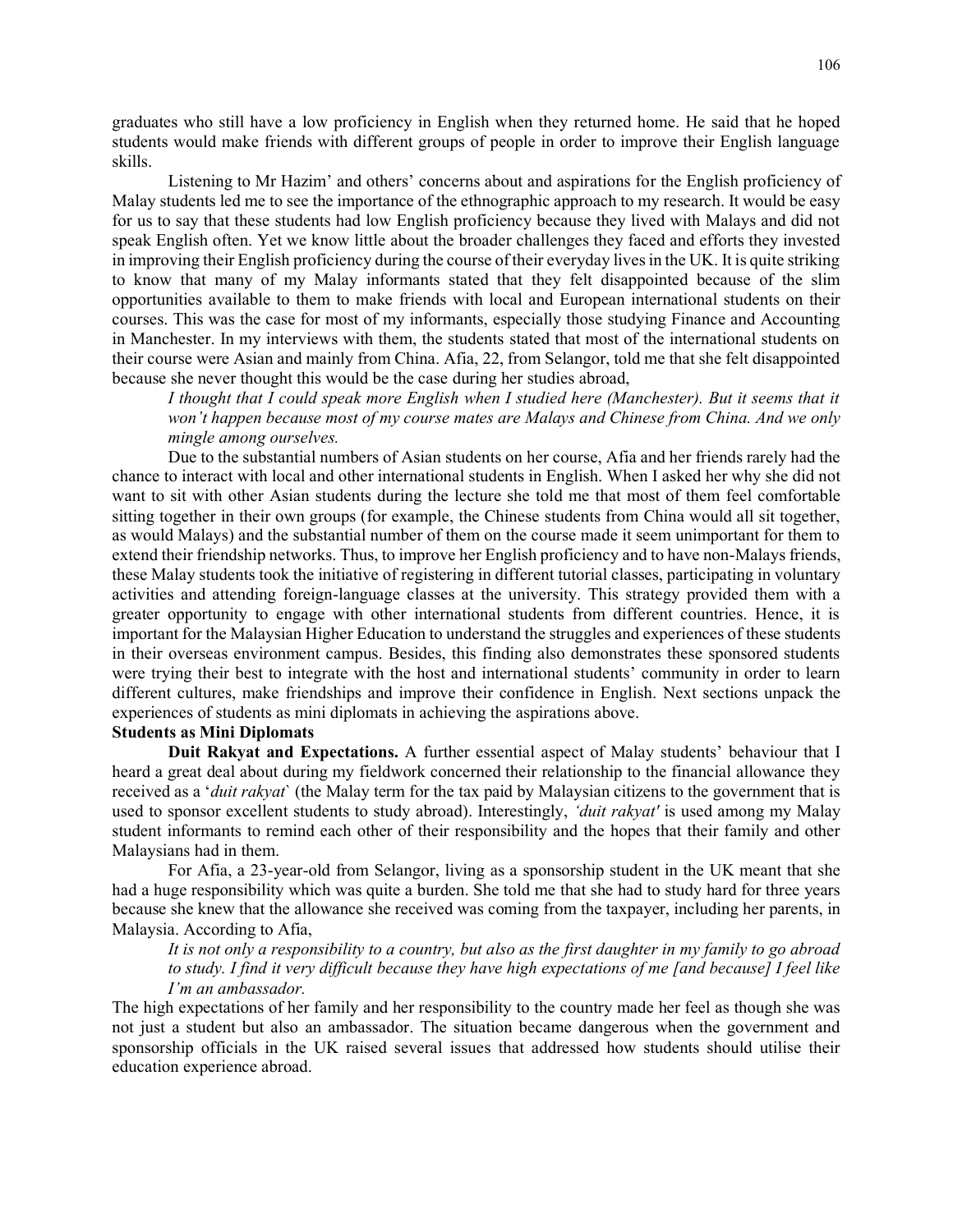graduates who still have a low proficiency in English when they returned home. He said that he hoped students would make friends with different groups of people in order to improve their English language skills.

Listening to Mr Hazim' and others' concerns about and aspirations for the English proficiency of Malay students led me to see the importance of the ethnographic approach to my research. It would be easy for us to say that these students had low English proficiency because they lived with Malays and did not speak English often. Yet we know little about the broader challenges they faced and efforts they invested in improving their English proficiency during the course of their everyday lives in the UK. It is quite striking to know that many of my Malay informants stated that they felt disappointed because of the slim opportunities available to them to make friends with local and European international students on their courses. This was the case for most of my informants, especially those studying Finance and Accounting in Manchester. In my interviews with them, the students stated that most of the international students on their course were Asian and mainly from China. Afia, 22, from Selangor, told me that she felt disappointed because she never thought this would be the case during her studies abroad,

> *I thought that I could speak more English when I studied here (Manchester). But it seems that it won't happen because most of my course mates are Malays and Chinese from China. And we only mingle among ourselves.*

Due to the substantial numbers of Asian students on her course, Afia and her friends rarely had the chance to interact with local and other international students in English. When I asked her why she did not want to sit with other Asian students during the lecture she told me that most of them feel comfortable sitting together in their own groups (for example, the Chinese students from China would all sit together, as would Malays) and the substantial number of them on the course made it seem unimportant for them to extend their friendship networks. Thus, to improve her English proficiency and to have non-Malays friends, these Malay students took the initiative of registering in different tutorial classes, participating in voluntary activities and attending foreign-language classes at the university. This strategy provided them with a greater opportunity to engage with other international students from different countries. Hence, it is important for the Malaysian Higher Education to understand the struggles and experiences of these students in their overseas environment campus. Besides, this finding also demonstrates these sponsored students were trying their best to integrate with the host and international students' community in order to learn different cultures, make friendships and improve their confidence in English. Next sections unpack the experiences of students as mini diplomats in achieving the aspirations above.

**Students as Mini Diplomats**

**Duit Rakyat and Expectations.** A further essential aspect of Malay students' behaviour that I heard a great deal about during my fieldwork concerned their relationship to the financial allowance they received as a '*duit rakyat*' (the Malay term for the tax paid by Malaysian citizens to the government that is used to sponsor excellent students to study abroad). Interestingly, *'duit rakyat'* is used among my Malay student informants to remind each other of their responsibility and the hopes that their family and other Malaysians had in them.

For Afia, a 23-year-old from Selangor, living as a sponsorship student in the UK meant that she had a huge responsibility which was quite a burden. She told me that she had to study hard for three years because she knew that the allowance she received was coming from the taxpayer, including her parents, in Malaysia. According to Afia,

> *It is not only a responsibility to a country, but also as the first daughter in my family to go abroad to study. I find it very difficult because they have high expectations of me [and because] I feel like I'm an ambassador.*

The high expectations of her family and her responsibility to the country made her feel as though she was not just a student but also an ambassador. The situation became dangerous when the government and sponsorship officials in the UK raised several issues that addressed how students should utilise their education experience abroad.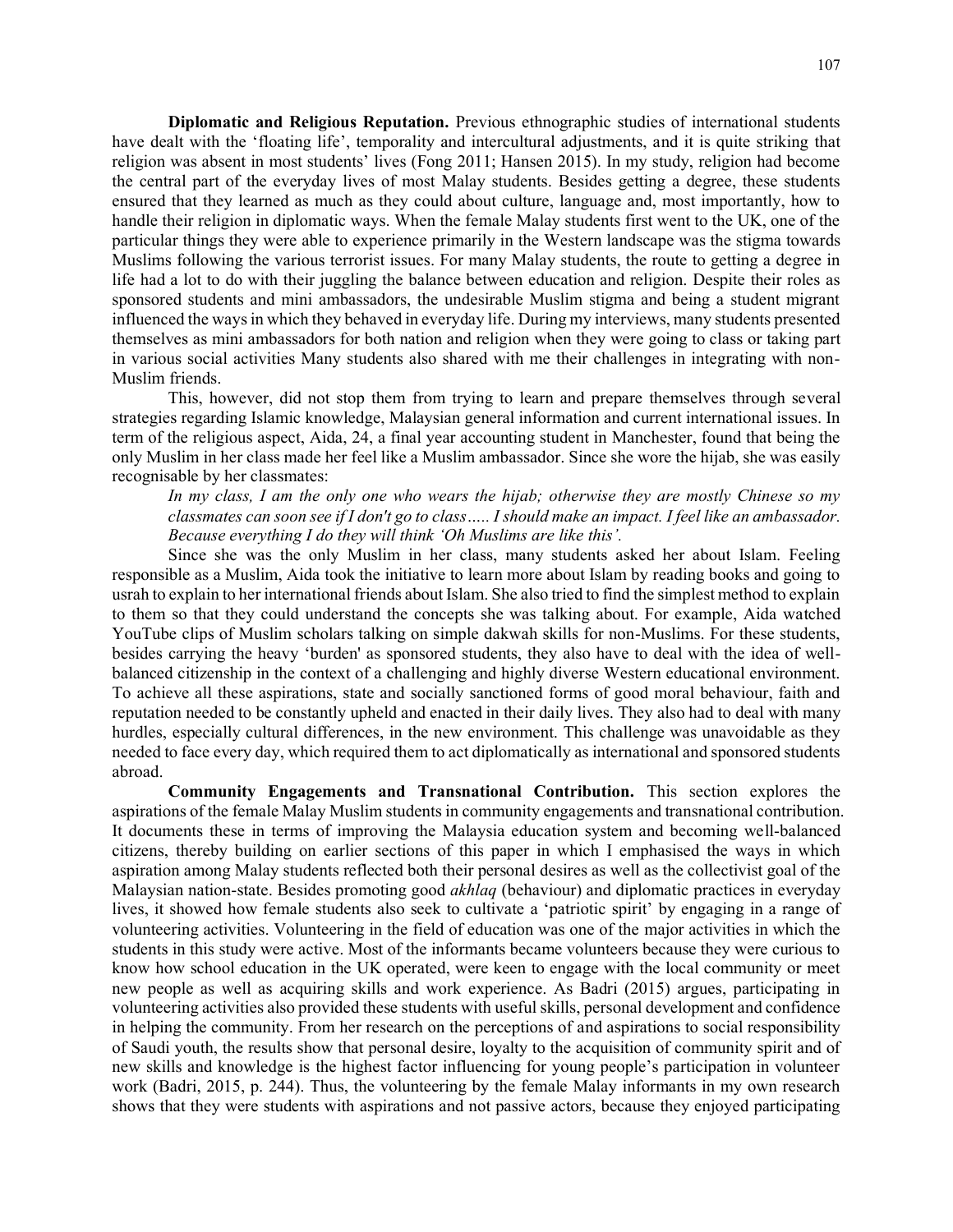**Diplomatic and Religious Reputation.** Previous ethnographic studies of international students have dealt with the 'floating life', temporality and intercultural adjustments, and it is quite striking that religion was absent in most students' lives (Fong 2011; Hansen 2015). In my study, religion had become the central part of the everyday lives of most Malay students. Besides getting a degree, these students ensured that they learned as much as they could about culture, language and, most importantly, how to handle their religion in diplomatic ways. When the female Malay students first went to the UK, one of the particular things they were able to experience primarily in the Western landscape was the stigma towards Muslims following the various terrorist issues. For many Malay students, the route to getting a degree in life had a lot to do with their juggling the balance between education and religion. Despite their roles as sponsored students and mini ambassadors, the undesirable Muslim stigma and being a student migrant influenced the ways in which they behaved in everyday life. During my interviews, many students presented themselves as mini ambassadors for both nation and religion when they were going to class or taking part in various social activities Many students also shared with me their challenges in integrating with non-Muslim friends.

This, however, did not stop them from trying to learn and prepare themselves through several strategies regarding Islamic knowledge, Malaysian general information and current international issues. In term of the religious aspect, Aida, 24, a final year accounting student in Manchester, found that being the only Muslim in her class made her feel like a Muslim ambassador. Since she wore the hijab, she was easily recognisable by her classmates:

> *In my class, I am the only one who wears the hijab; otherwise they are mostly Chinese so my classmates can soon see if I don't go to class….. I should make an impact. I feel like an ambassador. Because everything I do they will think 'Oh Muslims are like this'.*

Since she was the only Muslim in her class, many students asked her about Islam. Feeling responsible as a Muslim, Aida took the initiative to learn more about Islam by reading books and going to usrah to explain to her international friends about Islam. She also tried to find the simplest method to explain to them so that they could understand the concepts she was talking about. For example, Aida watched YouTube clips of Muslim scholars talking on simple dakwah skills for non-Muslims. For these students, besides carrying the heavy 'burden' as sponsored students, they also have to deal with the idea of well-balanced citizenship in the context of a challenging and highly diverse Western educational environment. To achieve all these aspirations, state and socially sanctioned forms of good moral behaviour, faith and reputation needed to be constantly upheld and enacted in their daily lives. They also had to deal with many hurdles, especially cultural differences, in the new environment. This challenge was unavoidable as they needed to face every day, which required them to act diplomatically as international and sponsored students abroad.

**Community Engagements and Transnational Contribution.** This section explores the aspirations of the female Malay Muslim students in community engagements and transnational contribution. It documents these in terms of improving the Malaysia education system and becoming well-balanced citizens, thereby building on earlier sections of this paper in which I emphasised the ways in which aspiration among Malay students reflected both their personal desires as well as the collectivist goal of the Malaysian nation-state. Besides promoting good *akhlaq* (behaviour) and diplomatic practices in everyday lives, it showed how female students also seek to cultivate a 'patriotic spirit' by engaging in a range of volunteering activities. Volunteering in the field of education was one of the major activities in which the students in this study were active. Most of the informants became volunteers because they were curious to know how school education in the UK operated, were keen to engage with the local community or meet new people as well as acquiring skills and work experience. As Badri (2015) argues, participating in volunteering activities also provided these students with useful skills, personal development and confidence in helping the community. From her research on the perceptions of and aspirations to social responsibility of Saudi youth, the results show that personal desire, loyalty to the acquisition of community spirit and of new skills and knowledge is the highest factor influencing for young people's participation in volunteer work (Badri, 2015, p. 244). Thus, the volunteering by the female Malay informants in my own research shows that they were students with aspirations and not passive actors, because they enjoyed participating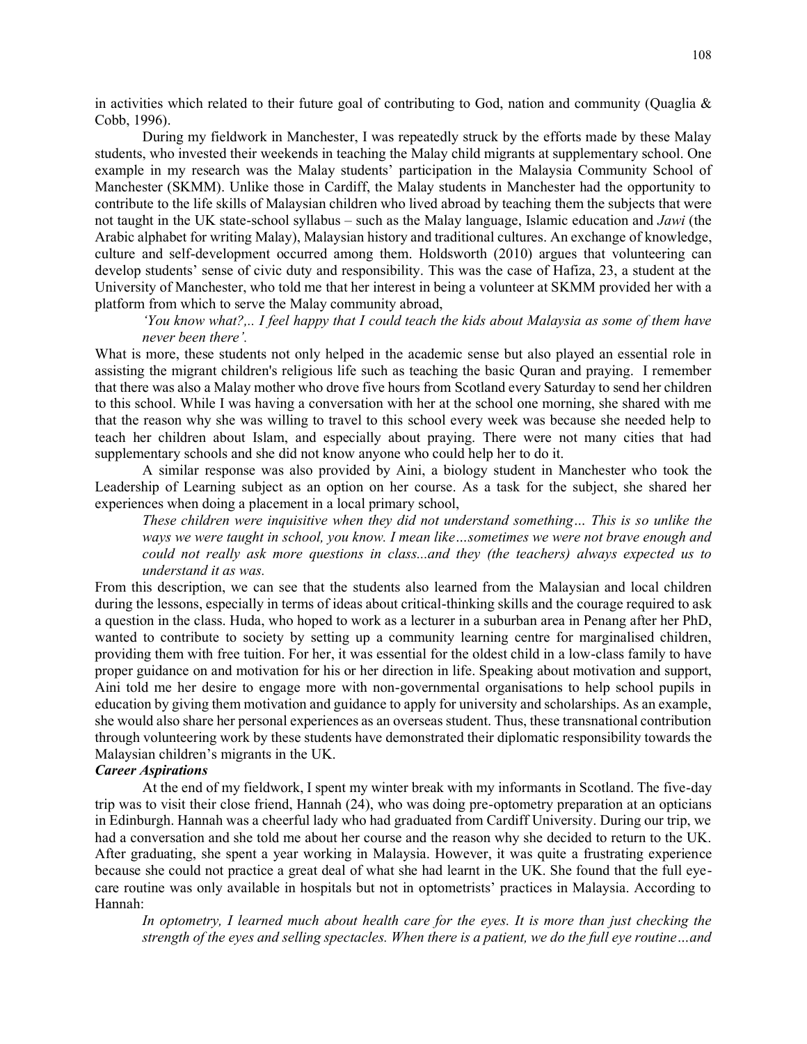in activities which related to their future goal of contributing to God, nation and community (Quaglia & Cobb, 1996).

During my fieldwork in Manchester, I was repeatedly struck by the efforts made by these Malay students, who invested their weekends in teaching the Malay child migrants at supplementary school. One example in my research was the Malay students' participation in the Malaysia Community School of Manchester (SKMM). Unlike those in Cardiff, the Malay students in Manchester had the opportunity to contribute to the life skills of Malaysian children who lived abroad by teaching them the subjects that were not taught in the UK state-school syllabus – such as the Malay language, Islamic education and *Jawi* (the Arabic alphabet for writing Malay), Malaysian history and traditional cultures. An exchange of knowledge, culture and self-development occurred among them. Holdsworth (2010) argues that volunteering can develop students' sense of civic duty and responsibility. This was the case of Hafiza, 23, a student at the University of Manchester, who told me that her interest in being a volunteer at SKMM provided her with a platform from which to serve the Malay community abroad,

> *'You know what?,.. I feel happy that I could teach the kids about Malaysia as some of them have never been there'.*

What is more, these students not only helped in the academic sense but also played an essential role in assisting the migrant children's religious life such as teaching the basic Quran and praying. I remember that there was also a Malay mother who drove five hours from Scotland every Saturday to send her children to this school. While I was having a conversation with her at the school one morning, she shared with me that the reason why she was willing to travel to this school every week was because she needed help to teach her children about Islam, and especially about praying. There were not many cities that had supplementary schools and she did not know anyone who could help her to do it.

A similar response was also provided by Aini, a biology student in Manchester who took the Leadership of Learning subject as an option on her course. As a task for the subject, she shared her experiences when doing a placement in a local primary school,

> *These children were inquisitive when they did not understand something… This is so unlike the ways we were taught in school, you know. I mean like…sometimes we were not brave enough and could not really ask more questions in class...and they (the teachers) always expected us to understand it as was.*

From this description, we can see that the students also learned from the Malaysian and local children during the lessons, especially in terms of ideas about critical-thinking skills and the courage required to ask a question in the class. Huda, who hoped to work as a lecturer in a suburban area in Penang after her PhD, wanted to contribute to society by setting up a community learning centre for marginalised children, providing them with free tuition. For her, it was essential for the oldest child in a low-class family to have proper guidance on and motivation for his or her direction in life. Speaking about motivation and support, Aini told me her desire to engage more with non-governmental organisations to help school pupils in education by giving them motivation and guidance to apply for university and scholarships. As an example, she would also share her personal experiences as an overseas student. Thus, these transnational contribution through volunteering work by these students have demonstrated their diplomatic responsibility towards the Malaysian children's migrants in the UK.

***Career Aspirations***

At the end of my fieldwork, I spent my winter break with my informants in Scotland. The five-day trip was to visit their close friend, Hannah (24), who was doing pre-optometry preparation at an opticians in Edinburgh. Hannah was a cheerful lady who had graduated from Cardiff University. During our trip, we had a conversation and she told me about her course and the reason why she decided to return to the UK. After graduating, she spent a year working in Malaysia. However, it was quite a frustrating experience because she could not practice a great deal of what she had learnt in the UK. She found that the full eye-care routine was only available in hospitals but not in optometrists' practices in Malaysia. According to Hannah:

> *In optometry, I learned much about health care for the eyes. It is more than just checking the strength of the eyes and selling spectacles. When there is a patient, we do the full eye routine…and*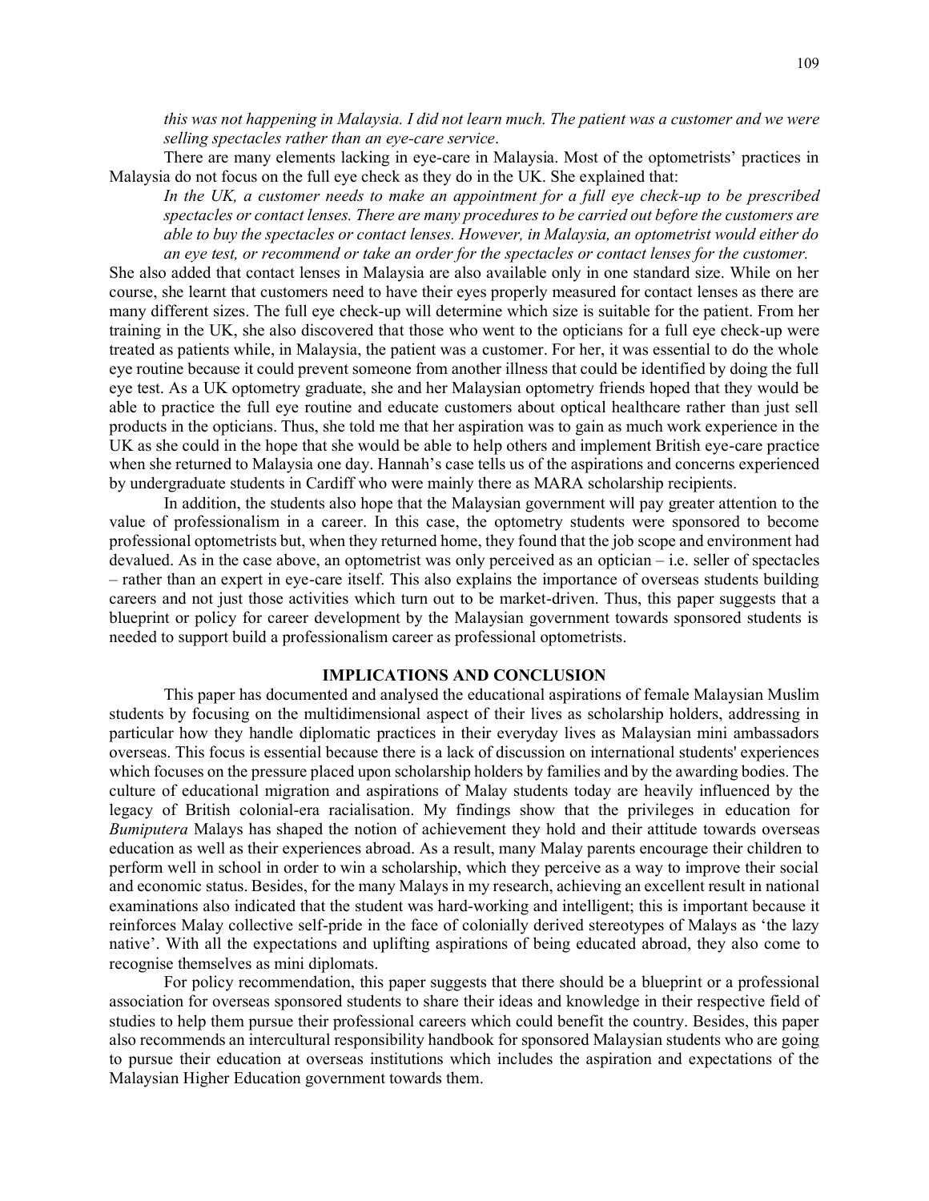*this was not happening in Malaysia. I did not learn much. The patient was a customer and we were selling spectacles rather than an eye-care service*.

There are many elements lacking in eye-care in Malaysia. Most of the optometrists' practices in Malaysia do not focus on the full eye check as they do in the UK. She explained that:

*In the UK, a customer needs to make an appointment for a full eye check-up to be prescribed spectacles or contact lenses. There are many procedures to be carried out before the customers are able to buy the spectacles or contact lenses. However, in Malaysia, an optometrist would either do an eye test, or recommend or take an order for the spectacles or contact lenses for the customer.*

She also added that contact lenses in Malaysia are also available only in one standard size. While on her course, she learnt that customers need to have their eyes properly measured for contact lenses as there are many different sizes. The full eye check-up will determine which size is suitable for the patient. From her training in the UK, she also discovered that those who went to the opticians for a full eye check-up were treated as patients while, in Malaysia, the patient was a customer. For her, it was essential to do the whole eye routine because it could prevent someone from another illness that could be identified by doing the full eye test. As a UK optometry graduate, she and her Malaysian optometry friends hoped that they would be able to practice the full eye routine and educate customers about optical healthcare rather than just sell products in the opticians. Thus, she told me that her aspiration was to gain as much work experience in the UK as she could in the hope that she would be able to help others and implement British eye-care practice when she returned to Malaysia one day. Hannah's case tells us of the aspirations and concerns experienced by undergraduate students in Cardiff who were mainly there as MARA scholarship recipients.

In addition, the students also hope that the Malaysian government will pay greater attention to the value of professionalism in a career. In this case, the optometry students were sponsored to become professional optometrists but, when they returned home, they found that the job scope and environment had devalued. As in the case above, an optometrist was only perceived as an optician – i.e. seller of spectacles – rather than an expert in eye-care itself. This also explains the importance of overseas students building careers and not just those activities which turn out to be market-driven. Thus, this paper suggests that a blueprint or policy for career development by the Malaysian government towards sponsored students is needed to support build a professionalism career as professional optometrists.

## IMPLICATIONS AND CONCLUSION

This paper has documented and analysed the educational aspirations of female Malaysian Muslim students by focusing on the multidimensional aspect of their lives as scholarship holders, addressing in particular how they handle diplomatic practices in their everyday lives as Malaysian mini ambassadors overseas. This focus is essential because there is a lack of discussion on international students' experiences which focuses on the pressure placed upon scholarship holders by families and by the awarding bodies. The culture of educational migration and aspirations of Malay students today are heavily influenced by the legacy of British colonial-era racialisation. My findings show that the privileges in education for *Bumiputera* Malays has shaped the notion of achievement they hold and their attitude towards overseas education as well as their experiences abroad. As a result, many Malay parents encourage their children to perform well in school in order to win a scholarship, which they perceive as a way to improve their social and economic status. Besides, for the many Malays in my research, achieving an excellent result in national examinations also indicated that the student was hard-working and intelligent; this is important because it reinforces Malay collective self-pride in the face of colonially derived stereotypes of Malays as 'the lazy native'. With all the expectations and uplifting aspirations of being educated abroad, they also come to recognise themselves as mini diplomats.

For policy recommendation, this paper suggests that there should be a blueprint or a professional association for overseas sponsored students to share their ideas and knowledge in their respective field of studies to help them pursue their professional careers which could benefit the country. Besides, this paper also recommends an intercultural responsibility handbook for sponsored Malaysian students who are going to pursue their education at overseas institutions which includes the aspiration and expectations of the Malaysian Higher Education government towards them.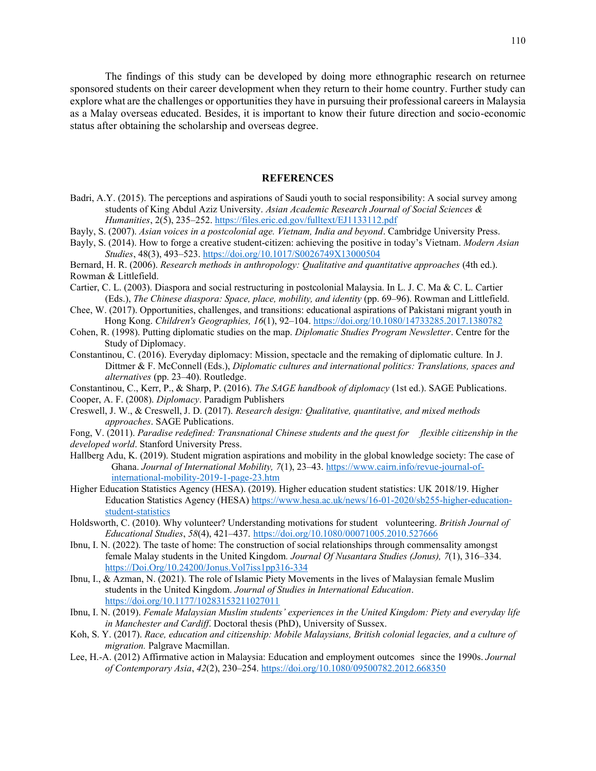The findings of this study can be developed by doing more ethnographic research on returnee sponsored students on their career development when they return to their home country. Further study can explore what are the challenges or opportunities they have in pursuing their professional careers in Malaysia as a Malay overseas educated. Besides, it is important to know their future direction and socio-economic status after obtaining the scholarship and overseas degree.

## REFERENCES

Badri, A.Y. (2015). The perceptions and aspirations of Saudi youth to social responsibility: A social survey among students of King Abdul Aziz University. *Asian Academic Research Journal of Social Sciences & Humanities*, 2(5), 235–252. https://files.eric.ed.gov/fulltext/EJ1133112.pdf

Bayly, S. (2007). *Asian voices in a postcolonial age. Vietnam, India and beyond*. Cambridge University Press.

Bayly, S. (2014). How to forge a creative student-citizen: achieving the positive in today's Vietnam. *Modern Asian Studies*, 48(3), 493–523. https://doi.org/10.1017/S0026749X13000504

Bernard, H. R. (2006). *Research methods in anthropology: Qualitative and quantitative approaches* (4th ed.). Rowman & Littlefield.

Cartier, C. L. (2003). Diaspora and social restructuring in postcolonial Malaysia. In L. J. C. Ma & C. L. Cartier (Eds.), *The Chinese diaspora: Space, place, mobility, and identity* (pp. 69–96). Rowman and Littlefield.

Chee, W. (2017). Opportunities, challenges, and transitions: educational aspirations of Pakistani migrant youth in Hong Kong. *Children's Geographies, 16*(1), 92–104. https://doi.org/10.1080/14733285.2017.1380782

Cohen, R. (1998). Putting diplomatic studies on the map. *Diplomatic Studies Program Newsletter*. Centre for the Study of Diplomacy.

Constantinou, C. (2016). Everyday diplomacy: Mission, spectacle and the remaking of diplomatic culture. In J. Dittmer & F. McConnell (Eds.), *Diplomatic cultures and international politics: Translations, spaces and alternatives* (pp. 23–40). Routledge.

Constantinou, C., Kerr, P., & Sharp, P. (2016). *The SAGE handbook of diplomacy* (1st ed.). SAGE Publications.

Cooper, A. F. (2008). *Diplomacy*. Paradigm Publishers

Creswell, J. W., & Creswell, J. D. (2017). *Research design: Qualitative, quantitative, and mixed methods approaches*. SAGE Publications.

Fong, V. (2011). *Paradise redefined: Transnational Chinese students and the quest for flexible citizenship in the developed world*. Stanford University Press.

Hallberg Adu, K. (2019). Student migration aspirations and mobility in the global knowledge society: The case of Ghana. *Journal of International Mobility, 7*(1), 23–43. https://www.cairn.info/revue-journal-of-international-mobility-2019-1-page-23.htm

Higher Education Statistics Agency (HESA). (2019). Higher education student statistics: UK 2018/19. Higher Education Statistics Agency (HESA) https://www.hesa.ac.uk/news/16-01-2020/sb255-higher-education-student-statistics

Holdsworth, C. (2010). Why volunteer? Understanding motivations for student volunteering. *British Journal of Educational Studies*, *58*(4), 421–437. https://doi.org/10.1080/00071005.2010.527666

Ibnu, I. N. (2022). The taste of home: The construction of social relationships through commensality amongst female Malay students in the United Kingdom. *Journal Of Nusantara Studies (Jonus), 7*(1), 316–334. https://Doi.Org/10.24200/Jonus.Vol7iss1pp316-334

Ibnu, I., & Azman, N. (2021). The role of Islamic Piety Movements in the lives of Malaysian female Muslim students in the United Kingdom. *Journal of Studies in International Education*. https://doi.org/10.1177/10283153211027011

Ibnu, I. N. (2019). *Female Malaysian Muslim students' experiences in the United Kingdom: Piety and everyday life in Manchester and Cardiff*. Doctoral thesis (PhD), University of Sussex.

Koh, S. Y. (2017). *Race, education and citizenship: Mobile Malaysians, British colonial legacies, and a culture of migration.* Palgrave Macmillan.

Lee, H.-A. (2012) Affirmative action in Malaysia: Education and employment outcomes since the 1990s. *Journal of Contemporary Asia*, *42*(2), 230–254. https://doi.org/10.1080/09500782.2012.668350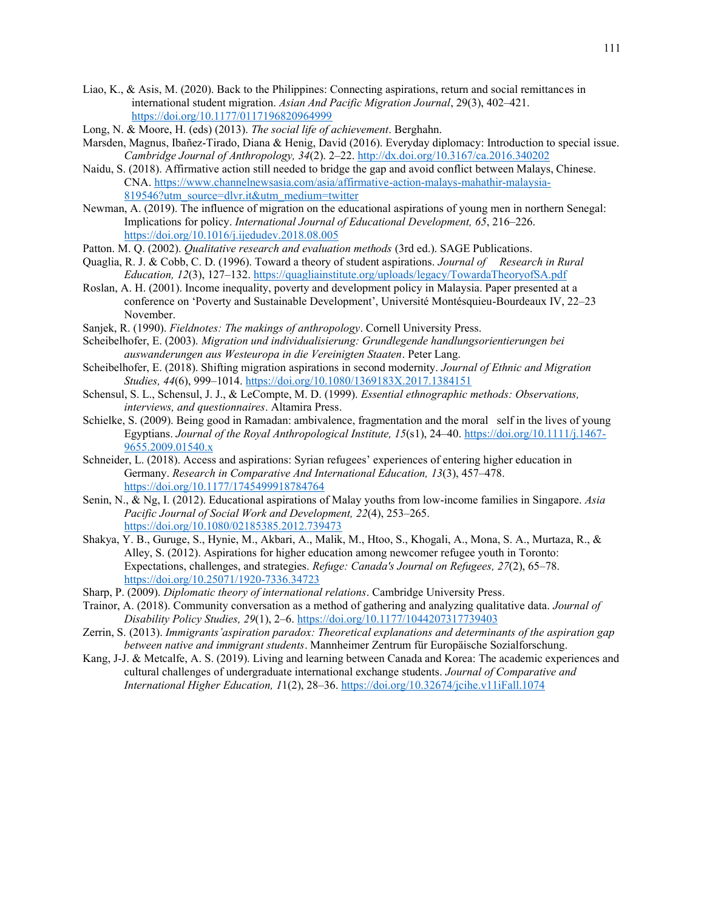Liao, K., & Asis, M. (2020). Back to the Philippines: Connecting aspirations, return and social remittances in international student migration. *Asian And Pacific Migration Journal*, 29(3), 402–421. https://doi.org/10.1177/0117196820964999

Long, N. & Moore, H. (eds) (2013). *The social life of achievement*. Berghahn.

Marsden, Magnus, Ibañez-Tirado, Diana & Henig, David (2016). Everyday diplomacy: Introduction to special issue. *Cambridge Journal of Anthropology, 34*(2). 2–22. http://dx.doi.org/10.3167/ca.2016.340202

Naidu, S. (2018). Affirmative action still needed to bridge the gap and avoid conflict between Malays, Chinese. CNA. https://www.channelnewsasia.com/asia/affirmative-action-malays-mahathir-malaysia-819546?utm_source=dlvr.it&utm_medium=twitter

Newman, A. (2019). The influence of migration on the educational aspirations of young men in northern Senegal: Implications for policy. *International Journal of Educational Development, 65*, 216–226. https://doi.org/10.1016/j.ijedudev.2018.08.005

Patton. M. Q. (2002). *Qualitative research and evaluation methods* (3rd ed.). SAGE Publications.

Quaglia, R. J. & Cobb, C. D. (1996). Toward a theory of student aspirations. *Journal of Research in Rural Education, 12*(3), 127–132. https://quagliainstitute.org/uploads/legacy/TowardaTheoryofSA.pdf

Roslan, A. H. (2001). Income inequality, poverty and development policy in Malaysia. Paper presented at a conference on 'Poverty and Sustainable Development', Université Montésquieu-Bourdeaux IV, 22–23 November.

Sanjek, R. (1990). *Fieldnotes: The makings of anthropology*. Cornell University Press.

Scheibelhofer, E. (2003). *Migration und individualisierung: Grundlegende handlungsorientierungen bei auswanderungen aus Westeuropa in die Vereinigten Staaten*. Peter Lang.

Scheibelhofer, E. (2018). Shifting migration aspirations in second modernity. *Journal of Ethnic and Migration Studies, 44*(6), 999–1014. https://doi.org/10.1080/1369183X.2017.1384151

Schensul, S. L., Schensul, J. J., & LeCompte, M. D. (1999). *Essential ethnographic methods: Observations, interviews, and questionnaires*. Altamira Press.

Schielke, S. (2009). Being good in Ramadan: ambivalence, fragmentation and the moral self in the lives of young Egyptians. *Journal of the Royal Anthropological Institute, 15*(s1), 24–40. https://doi.org/10.1111/j.1467-9655.2009.01540.x

Schneider, L. (2018). Access and aspirations: Syrian refugees' experiences of entering higher education in Germany. *Research in Comparative And International Education, 13*(3), 457–478. https://doi.org/10.1177/1745499918784764

Senin, N., & Ng, I. (2012). Educational aspirations of Malay youths from low-income families in Singapore. *Asia Pacific Journal of Social Work and Development, 22*(4), 253–265. https://doi.org/10.1080/02185385.2012.739473

Shakya, Y. B., Guruge, S., Hynie, M., Akbari, A., Malik, M., Htoo, S., Khogali, A., Mona, S. A., Murtaza, R., & Alley, S. (2012). Aspirations for higher education among newcomer refugee youth in Toronto: Expectations, challenges, and strategies. *Refuge: Canada's Journal on Refugees, 27*(2), 65–78. https://doi.org/10.25071/1920-7336.34723

Sharp, P. (2009). *Diplomatic theory of international relations*. Cambridge University Press.

Trainor, A. (2018). Community conversation as a method of gathering and analyzing qualitative data. *Journal of Disability Policy Studies, 29*(1), 2–6. https://doi.org/10.1177/1044207317739403

Zerrin, S. (2013). *Immigrants'aspiration paradox: Theoretical explanations and determinants of the aspiration gap between native and immigrant students*. Mannheimer Zentrum für Europäische Sozialforschung.

Kang, J-J. & Metcalfe, A. S. (2019). Living and learning between Canada and Korea: The academic experiences and cultural challenges of undergraduate international exchange students. *Journal of Comparative and International Higher Education, 11*(2), 28–36. https://doi.org/10.32674/jcihe.v11iFall.1074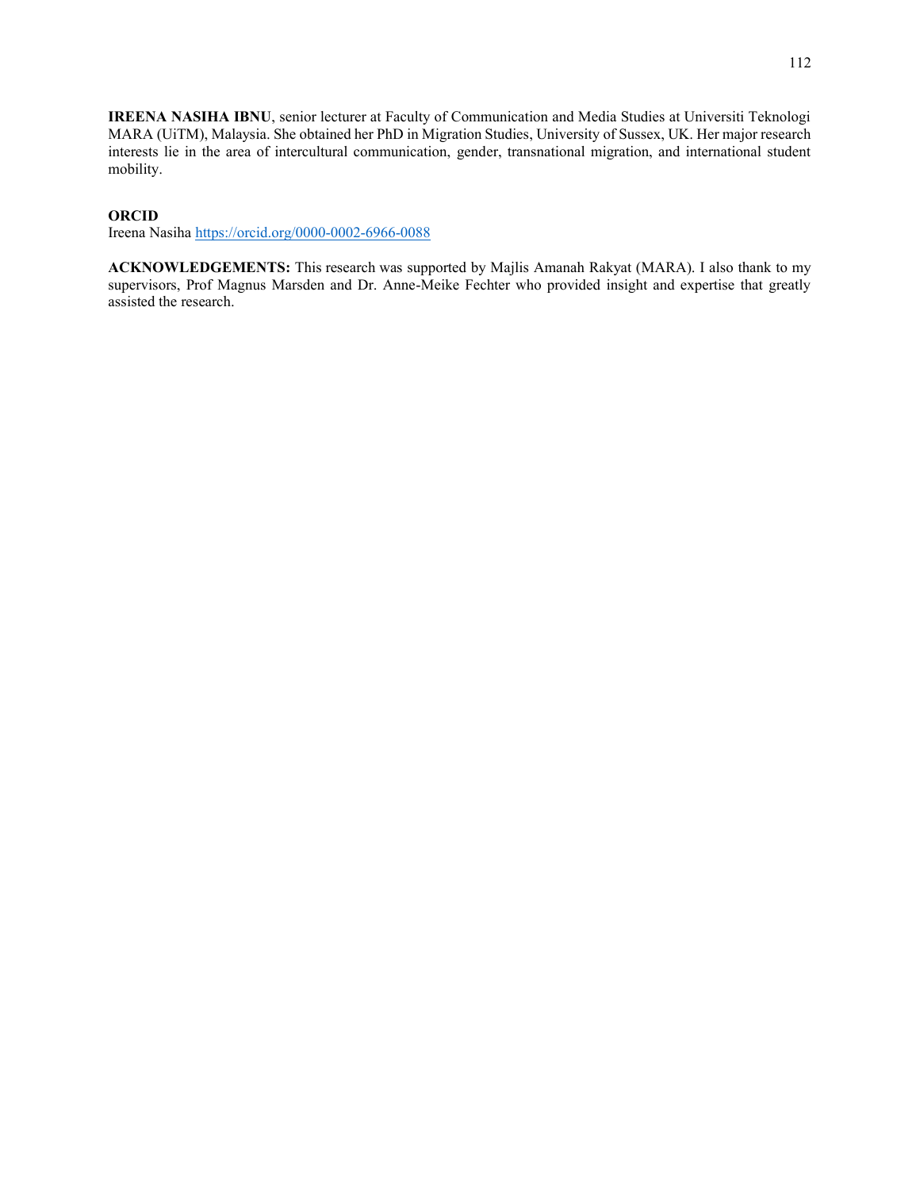**IREENA NASIHA IBNU**, senior lecturer at Faculty of Communication and Media Studies at Universiti Teknologi MARA (UiTM), Malaysia. She obtained her PhD in Migration Studies, University of Sussex, UK. Her major research interests lie in the area of intercultural communication, gender, transnational migration, and international student mobility.

**ORCID**
Ireena Nasiha https://orcid.org/0000-0002-6966-0088

**ACKNOWLEDGEMENTS:** This research was supported by Majlis Amanah Rakyat (MARA). I also thank to my supervisors, Prof Magnus Marsden and Dr. Anne-Meike Fechter who provided insight and expertise that greatly assisted the research.